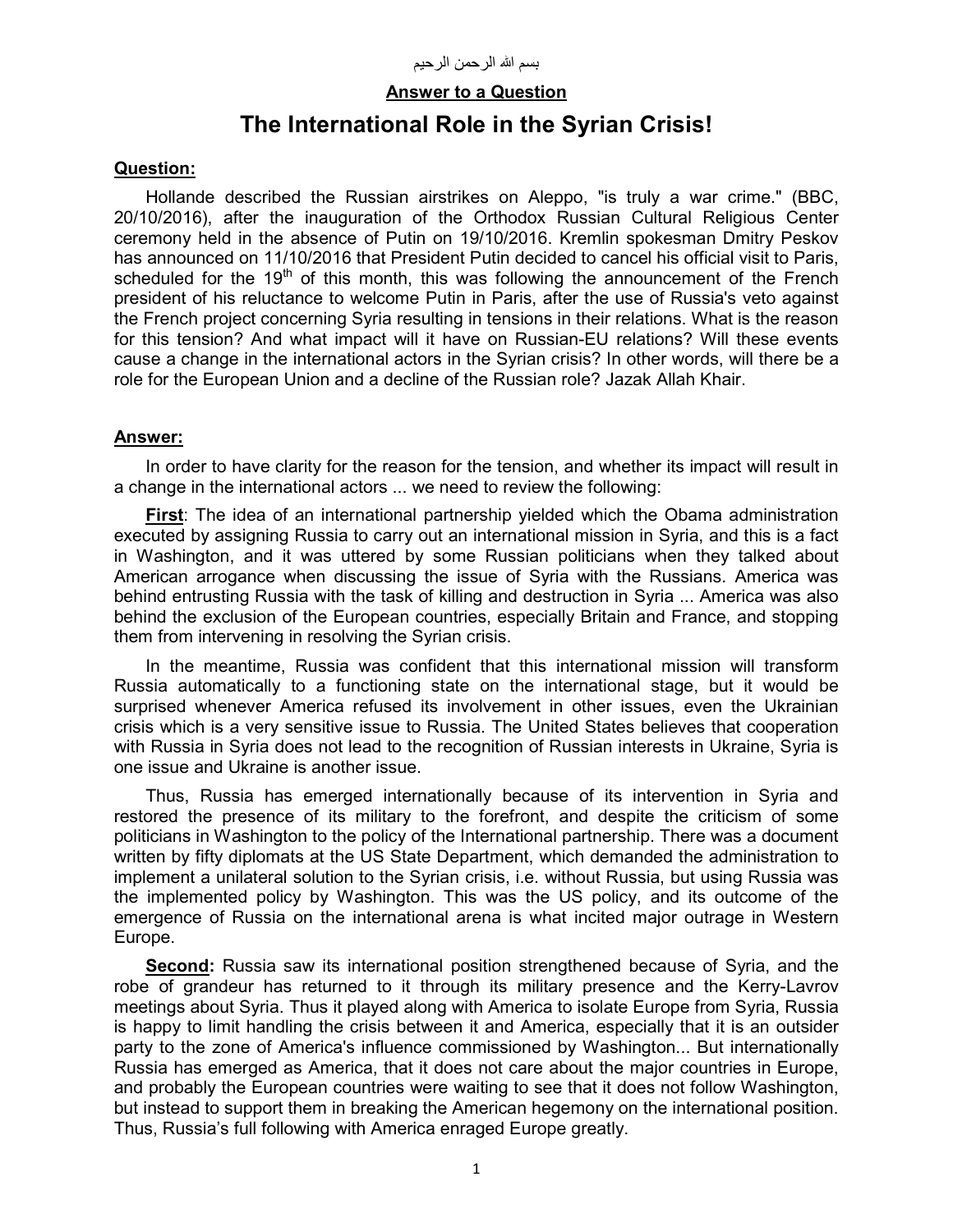بسم الله الرحمن الرحيم

**Answer to a Question**

# The International Role in the Syrian Crisis!

**Question:**

Hollande described the Russian airstrikes on Aleppo, "is truly a war crime." (BBC, 20/10/2016), after the inauguration of the Orthodox Russian Cultural Religious Center ceremony held in the absence of Putin on 19/10/2016. Kremlin spokesman Dmitry Peskov has announced on 11/10/2016 that President Putin decided to cancel his official visit to Paris, scheduled for the 19th of this month, this was following the announcement of the French president of his reluctance to welcome Putin in Paris, after the use of Russia's veto against the French project concerning Syria resulting in tensions in their relations. What is the reason for this tension? And what impact will it have on Russian-EU relations? Will these events cause a change in the international actors in the Syrian crisis? In other words, will there be a role for the European Union and a decline of the Russian role? Jazak Allah Khair.

**Answer:**

In order to have clarity for the reason for the tension, and whether its impact will result in a change in the international actors ... we need to review the following:

**First**: The idea of an international partnership yielded which the Obama administration executed by assigning Russia to carry out an international mission in Syria, and this is a fact in Washington, and it was uttered by some Russian politicians when they talked about American arrogance when discussing the issue of Syria with the Russians. America was behind entrusting Russia with the task of killing and destruction in Syria ... America was also behind the exclusion of the European countries, especially Britain and France, and stopping them from intervening in resolving the Syrian crisis.

In the meantime, Russia was confident that this international mission will transform Russia automatically to a functioning state on the international stage, but it would be surprised whenever America refused its involvement in other issues, even the Ukrainian crisis which is a very sensitive issue to Russia. The United States believes that cooperation with Russia in Syria does not lead to the recognition of Russian interests in Ukraine, Syria is one issue and Ukraine is another issue.

Thus, Russia has emerged internationally because of its intervention in Syria and restored the presence of its military to the forefront, and despite the criticism of some politicians in Washington to the policy of the International partnership. There was a document written by fifty diplomats at the US State Department, which demanded the administration to implement a unilateral solution to the Syrian crisis, i.e. without Russia, but using Russia was the implemented policy by Washington. This was the US policy, and its outcome of the emergence of Russia on the international arena is what incited major outrage in Western Europe.

**Second:** Russia saw its international position strengthened because of Syria, and the robe of grandeur has returned to it through its military presence and the Kerry-Lavrov meetings about Syria. Thus it played along with America to isolate Europe from Syria, Russia is happy to limit handling the crisis between it and America, especially that it is an outsider party to the zone of America's influence commissioned by Washington... But internationally Russia has emerged as America, that it does not care about the major countries in Europe, and probably the European countries were waiting to see that it does not follow Washington, but instead to support them in breaking the American hegemony on the international position. Thus, Russia's full following with America enraged Europe greatly.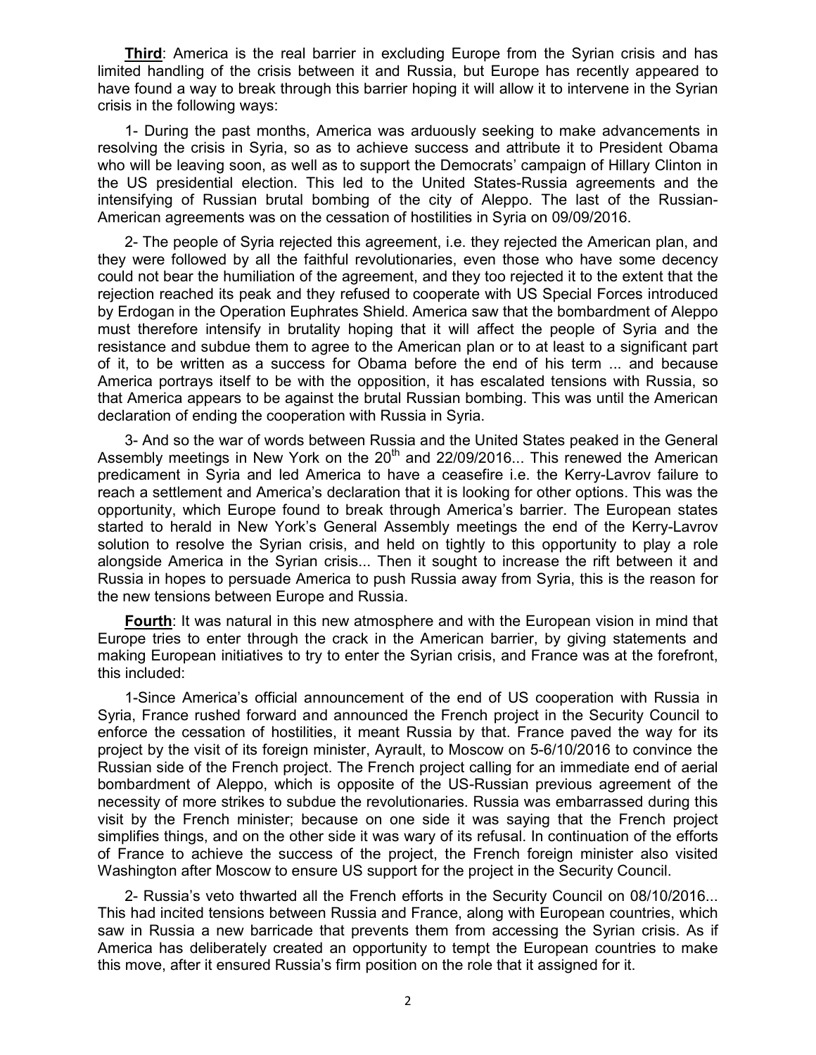**Third**: America is the real barrier in excluding Europe from the Syrian crisis and has limited handling of the crisis between it and Russia, but Europe has recently appeared to have found a way to break through this barrier hoping it will allow it to intervene in the Syrian crisis in the following ways:

1- During the past months, America was arduously seeking to make advancements in resolving the crisis in Syria, so as to achieve success and attribute it to President Obama who will be leaving soon, as well as to support the Democrats' campaign of Hillary Clinton in the US presidential election. This led to the United States-Russia agreements and the intensifying of Russian brutal bombing of the city of Aleppo. The last of the Russian-American agreements was on the cessation of hostilities in Syria on 09/09/2016.

2- The people of Syria rejected this agreement, i.e. they rejected the American plan, and they were followed by all the faithful revolutionaries, even those who have some decency could not bear the humiliation of the agreement, and they too rejected it to the extent that the rejection reached its peak and they refused to cooperate with US Special Forces introduced by Erdogan in the Operation Euphrates Shield. America saw that the bombardment of Aleppo must therefore intensify in brutality hoping that it will affect the people of Syria and the resistance and subdue them to agree to the American plan or to at least to a significant part of it, to be written as a success for Obama before the end of his term ... and because America portrays itself to be with the opposition, it has escalated tensions with Russia, so that America appears to be against the brutal Russian bombing. This was until the American declaration of ending the cooperation with Russia in Syria.

3- And so the war of words between Russia and the United States peaked in the General Assembly meetings in New York on the 20th and 22/09/2016... This renewed the American predicament in Syria and led America to have a ceasefire i.e. the Kerry-Lavrov failure to reach a settlement and America's declaration that it is looking for other options. This was the opportunity, which Europe found to break through America's barrier. The European states started to herald in New York's General Assembly meetings the end of the Kerry-Lavrov solution to resolve the Syrian crisis, and held on tightly to this opportunity to play a role alongside America in the Syrian crisis... Then it sought to increase the rift between it and Russia in hopes to persuade America to push Russia away from Syria, this is the reason for the new tensions between Europe and Russia.

**Fourth**: It was natural in this new atmosphere and with the European vision in mind that Europe tries to enter through the crack in the American barrier, by giving statements and making European initiatives to try to enter the Syrian crisis, and France was at the forefront, this included:

1-Since America's official announcement of the end of US cooperation with Russia in Syria, France rushed forward and announced the French project in the Security Council to enforce the cessation of hostilities, it meant Russia by that. France paved the way for its project by the visit of its foreign minister, Ayrault, to Moscow on 5-6/10/2016 to convince the Russian side of the French project. The French project calling for an immediate end of aerial bombardment of Aleppo, which is opposite of the US-Russian previous agreement of the necessity of more strikes to subdue the revolutionaries. Russia was embarrassed during this visit by the French minister; because on one side it was saying that the French project simplifies things, and on the other side it was wary of its refusal. In continuation of the efforts of France to achieve the success of the project, the French foreign minister also visited Washington after Moscow to ensure US support for the project in the Security Council.

2- Russia's veto thwarted all the French efforts in the Security Council on 08/10/2016... This had incited tensions between Russia and France, along with European countries, which saw in Russia a new barricade that prevents them from accessing the Syrian crisis. As if America has deliberately created an opportunity to tempt the European countries to make this move, after it ensured Russia's firm position on the role that it assigned for it.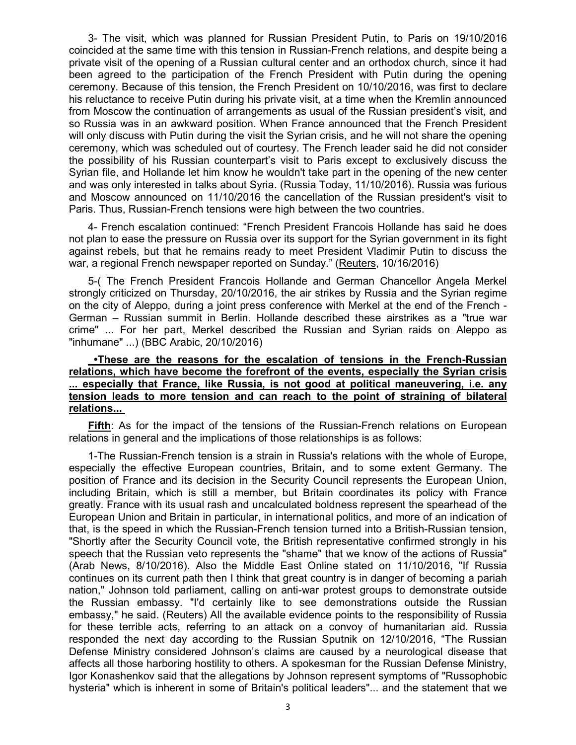3- The visit, which was planned for Russian President Putin, to Paris on 19/10/2016 coincided at the same time with this tension in Russian-French relations, and despite being a private visit of the opening of a Russian cultural center and an orthodox church, since it had been agreed to the participation of the French President with Putin during the opening ceremony. Because of this tension, the French President on 10/10/2016, was first to declare his reluctance to receive Putin during his private visit, at a time when the Kremlin announced from Moscow the continuation of arrangements as usual of the Russian president's visit, and so Russia was in an awkward position. When France announced that the French President will only discuss with Putin during the visit the Syrian crisis, and he will not share the opening ceremony, which was scheduled out of courtesy. The French leader said he did not consider the possibility of his Russian counterpart's visit to Paris except to exclusively discuss the Syrian file, and Hollande let him know he wouldn't take part in the opening of the new center and was only interested in talks about Syria. (Russia Today, 11/10/2016). Russia was furious and Moscow announced on 11/10/2016 the cancellation of the Russian president's visit to Paris. Thus, Russian-French tensions were high between the two countries.

4- French escalation continued: "French President Francois Hollande has said he does not plan to ease the pressure on Russia over its support for the Syrian government in its fight against rebels, but that he remains ready to meet President Vladimir Putin to discuss the war, a regional French newspaper reported on Sunday." (<u>Reuters</u>, 10/16/2016)

5-( The French President Francois Hollande and German Chancellor Angela Merkel strongly criticized on Thursday, 20/10/2016, the air strikes by Russia and the Syrian regime on the city of Aleppo, during a joint press conference with Merkel at the end of the French - German – Russian summit in Berlin. Hollande described these airstrikes as a "true war crime" ... For her part, Merkel described the Russian and Syrian raids on Aleppo as "inhumane" ...) (BBC Arabic, 20/10/2016)

**<u>•These are the reasons for the escalation of tensions in the French-Russian relations, which have become the forefront of the events, especially the Syrian crisis ... especially that France, like Russia, is not good at political maneuvering, i.e. any tension leads to more tension and can reach to the point of straining of bilateral relations...</u>**

**<u>Fifth</u>**: As for the impact of the tensions of the Russian-French relations on European relations in general and the implications of those relationships is as follows:

1-The Russian-French tension is a strain in Russia's relations with the whole of Europe, especially the effective European countries, Britain, and to some extent Germany. The position of France and its decision in the Security Council represents the European Union, including Britain, which is still a member, but Britain coordinates its policy with France greatly. France with its usual rash and uncalculated boldness represent the spearhead of the European Union and Britain in particular, in international politics, and more of an indication of that, is the speed in which the Russian-French tension turned into a British-Russian tension, "Shortly after the Security Council vote, the British representative confirmed strongly in his speech that the Russian veto represents the "shame" that we know of the actions of Russia" (Arab News, 8/10/2016). Also the Middle East Online stated on 11/10/2016, "If Russia continues on its current path then I think that great country is in danger of becoming a pariah nation," Johnson told parliament, calling on anti-war protest groups to demonstrate outside the Russian embassy. "I'd certainly like to see demonstrations outside the Russian embassy," he said. (Reuters) All the available evidence points to the responsibility of Russia for these terrible acts, referring to an attack on a convoy of humanitarian aid. Russia responded the next day according to the Russian Sputnik on 12/10/2016, "The Russian Defense Ministry considered Johnson's claims are caused by a neurological disease that affects all those harboring hostility to others. A spokesman for the Russian Defense Ministry, Igor Konashenkov said that the allegations by Johnson represent symptoms of "Russophobic hysteria" which is inherent in some of Britain's political leaders"... and the statement that we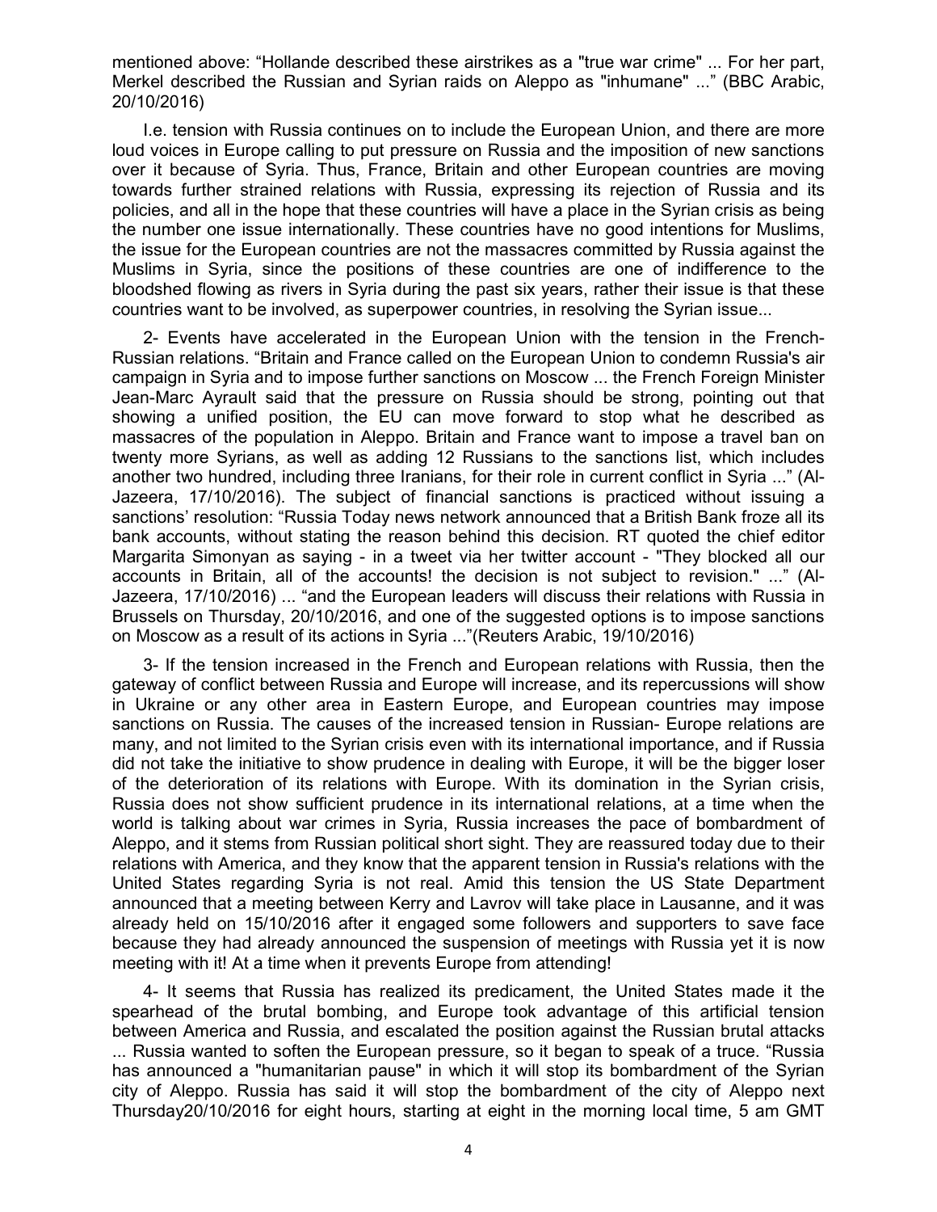mentioned above: "Hollande described these airstrikes as a "true war crime" ... For her part, Merkel described the Russian and Syrian raids on Aleppo as "inhumane" ..." (BBC Arabic, 20/10/2016)

I.e. tension with Russia continues on to include the European Union, and there are more loud voices in Europe calling to put pressure on Russia and the imposition of new sanctions over it because of Syria. Thus, France, Britain and other European countries are moving towards further strained relations with Russia, expressing its rejection of Russia and its policies, and all in the hope that these countries will have a place in the Syrian crisis as being the number one issue internationally. These countries have no good intentions for Muslims, the issue for the European countries are not the massacres committed by Russia against the Muslims in Syria, since the positions of these countries are one of indifference to the bloodshed flowing as rivers in Syria during the past six years, rather their issue is that these countries want to be involved, as superpower countries, in resolving the Syrian issue...

2- Events have accelerated in the European Union with the tension in the French-Russian relations. "Britain and France called on the European Union to condemn Russia's air campaign in Syria and to impose further sanctions on Moscow ... the French Foreign Minister Jean-Marc Ayrault said that the pressure on Russia should be strong, pointing out that showing a unified position, the EU can move forward to stop what he described as massacres of the population in Aleppo. Britain and France want to impose a travel ban on twenty more Syrians, as well as adding 12 Russians to the sanctions list, which includes another two hundred, including three Iranians, for their role in current conflict in Syria ..." (Al-Jazeera, 17/10/2016). The subject of financial sanctions is practiced without issuing a sanctions' resolution: "Russia Today news network announced that a British Bank froze all its bank accounts, without stating the reason behind this decision. RT quoted the chief editor Margarita Simonyan as saying - in a tweet via her twitter account - "They blocked all our accounts in Britain, all of the accounts! the decision is not subject to revision." ..." (Al-Jazeera, 17/10/2016) ... "and the European leaders will discuss their relations with Russia in Brussels on Thursday, 20/10/2016, and one of the suggested options is to impose sanctions on Moscow as a result of its actions in Syria ..."(Reuters Arabic, 19/10/2016)

3- If the tension increased in the French and European relations with Russia, then the gateway of conflict between Russia and Europe will increase, and its repercussions will show in Ukraine or any other area in Eastern Europe, and European countries may impose sanctions on Russia. The causes of the increased tension in Russian- Europe relations are many, and not limited to the Syrian crisis even with its international importance, and if Russia did not take the initiative to show prudence in dealing with Europe, it will be the bigger loser of the deterioration of its relations with Europe. With its domination in the Syrian crisis, Russia does not show sufficient prudence in its international relations, at a time when the world is talking about war crimes in Syria, Russia increases the pace of bombardment of Aleppo, and it stems from Russian political short sight. They are reassured today due to their relations with America, and they know that the apparent tension in Russia's relations with the United States regarding Syria is not real. Amid this tension the US State Department announced that a meeting between Kerry and Lavrov will take place in Lausanne, and it was already held on 15/10/2016 after it engaged some followers and supporters to save face because they had already announced the suspension of meetings with Russia yet it is now meeting with it! At a time when it prevents Europe from attending!

4- It seems that Russia has realized its predicament, the United States made it the spearhead of the brutal bombing, and Europe took advantage of this artificial tension between America and Russia, and escalated the position against the Russian brutal attacks ... Russia wanted to soften the European pressure, so it began to speak of a truce. "Russia has announced a "humanitarian pause" in which it will stop its bombardment of the Syrian city of Aleppo. Russia has said it will stop the bombardment of the city of Aleppo next Thursday20/10/2016 for eight hours, starting at eight in the morning local time, 5 am GMT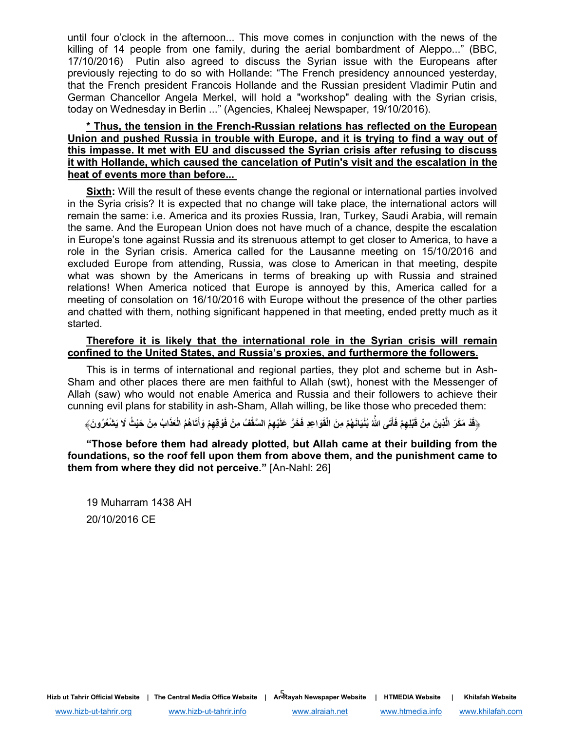until four o'clock in the afternoon... This move comes in conjunction with the news of the killing of 14 people from one family, during the aerial bombardment of Aleppo..." (BBC, 17/10/2016) Putin also agreed to discuss the Syrian issue with the Europeans after previously rejecting to do so with Hollande: "The French presidency announced yesterday, that the French president Francois Hollande and the Russian president Vladimir Putin and German Chancellor Angela Merkel, will hold a "workshop" dealing with the Syrian crisis, today on Wednesday in Berlin ..." (Agencies, Khaleej Newspaper, 19/10/2016).

**\* Thus, the tension in the French-Russian relations has reflected on the European Union and pushed Russia in trouble with Europe, and it is trying to find a way out of this impasse. It met with EU and discussed the Syrian crisis after refusing to discuss it with Hollande, which caused the cancelation of Putin's visit and the escalation in the heat of events more than before...**

**Sixth:** Will the result of these events change the regional or international parties involved in the Syria crisis? It is expected that no change will take place, the international actors will remain the same: i.e. America and its proxies Russia, Iran, Turkey, Saudi Arabia, will remain the same. And the European Union does not have much of a chance, despite the escalation in Europe's tone against Russia and its strenuous attempt to get closer to America, to have a role in the Syrian crisis. America called for the Lausanne meeting on 15/10/2016 and excluded Europe from attending, Russia, was close to American in that meeting, despite what was shown by the Americans in terms of breaking up with Russia and strained relations! When America noticed that Europe is annoyed by this, America called for a meeting of consolation on 16/10/2016 with Europe without the presence of the other parties and chatted with them, nothing significant happened in that meeting, ended pretty much as it started.

**Therefore it is likely that the international role in the Syrian crisis will remain confined to the United States, and Russia's proxies, and furthermore the followers.**

This is in terms of international and regional parties, they plot and scheme but in Ash-Sham and other places there are men faithful to Allah (swt), honest with the Messenger of Allah (saw) who would not enable America and Russia and their followers to achieve their cunning evil plans for stability in ash-Sham, Allah willing, be like those who preceded them:

﴿قَدْ مَكَرَ الَّذِينَ مِنْ قَبْلِهِمْ فَأَتَى اللَّهُ بُنْيَانَهُمْ مِنَ الْقَوَاعِدِ فَخَرَّ عَلَيْهِمُ السَّقْفُ مِنْ فَوْقِهِمْ وَأَتَاهُمُ الْعَذَابُ مِنْ حَيْثُ لَا يَشْعُرُونَ﴾

**"Those before them had already plotted, but Allah came at their building from the foundations, so the roof fell upon them from above them, and the punishment came to them from where they did not perceive."** [An-Nahl: 26]

19 Muharram 1438 AH

20/10/2016 CE